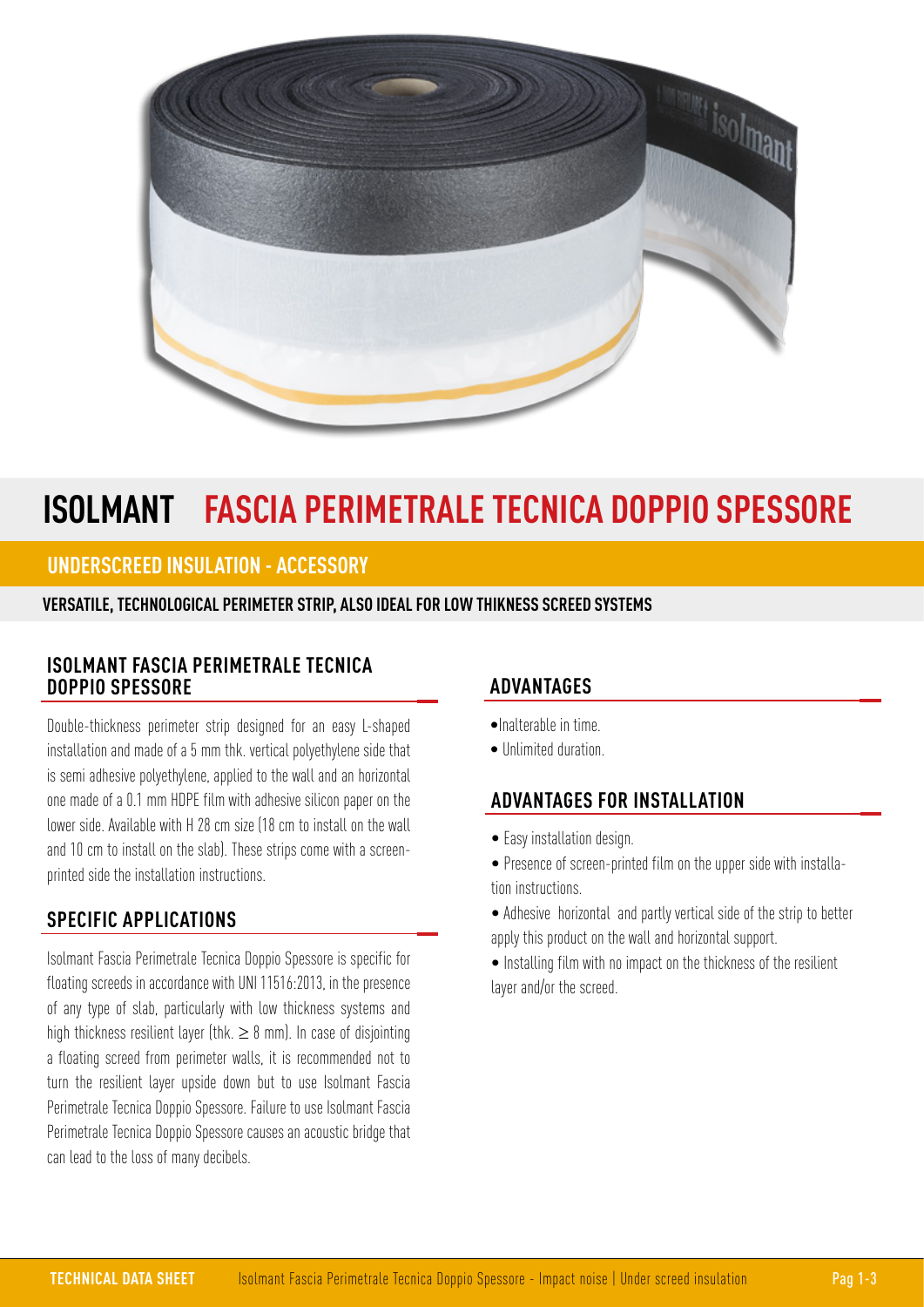# ISOLMANT FASCIA PERIMETRALE TECNICA DOPPIO SPESSORE

## UNDERSCREED INSULATION - ACCESSORY

**VERSATILE, TECHNOLOGICAL PERIMETER STRIP, ALSO IDEAL FOR LOW THIKNESS SCREED SYSTEMS**

### ISOLMANT FASCIA PERIMETRALE TECNICA DOPPIO SPESSORE

Double-thickness perimeter strip designed for an easy L-shaped installation and made of a 5 mm thk. vertical polyethylene side that is semi adhesive polyethylene, applied to the wall and an horizontal one made of a 0.1 mm HDPE film with adhesive silicon paper on the lower side. Available with H 28 cm size (18 cm to install on the wall and 10 cm to install on the slab). These strips come with a screen-printed side the installation instructions.

### SPECIFIC APPLICATIONS

Isolmant Fascia Perimetrale Tecnica Doppio Spessore is specific for floating screeds in accordance with UNI 11516:2013, in the presence of any type of slab, particularly with low thickness systems and high thickness resilient layer (thk. $\geq$ 8 mm). In case of disjointing a floating screed from perimeter walls, it is recommended not to turn the resilient layer upside down but to use Isolmant Fascia Perimetrale Tecnica Doppio Spessore. Failure to use Isolmant Fascia Perimetrale Tecnica Doppio Spessore causes an acoustic bridge that can lead to the loss of many decibels.

### ADVANTAGES

- Inalterable in time.
- Unlimited duration.

### ADVANTAGES FOR INSTALLATION

- Easy installation design.
- Presence of screen-printed film on the upper side with installation instructions.
- Adhesive horizontal and partly vertical side of the strip to better apply this product on the wall and horizontal support.
- Installing film with no impact on the thickness of the resilient layer and/or the screed.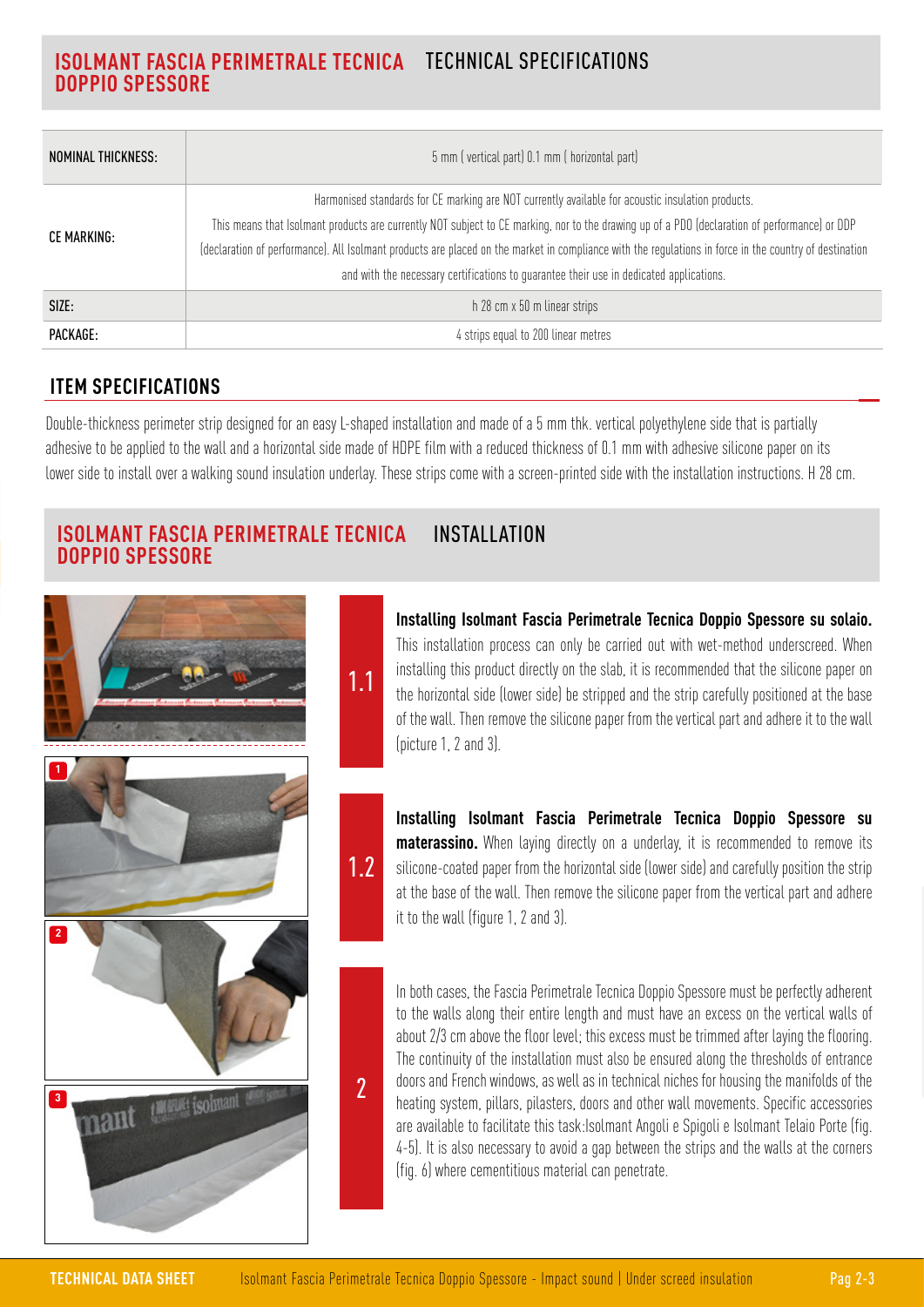## ISOLMANT FASCIA PERIMETRALE TECNICA DOPPIO SPESSORE TECHNICAL SPECIFICATIONS

| | |
|---|---|
| NOMINAL THICKNESS: | 5 mm ( vertical part) 0.1 mm ( horizontal part) |
| CE MARKING: | Harmonised standards for CE marking are NOT currently available for acoustic insulation products. This means that Isolmant products are currently NOT subject to CE marking, nor to the drawing up of a PDO (declaration of performance) or DDP (declaration of performance). All Isolmant products are placed on the market in compliance with the regulations in force in the country of destination and with the necessary certifications to guarantee their use in dedicated applications. |
| SIZE: | h 28 cm x 50 m linear strips |
| PACKAGE: | 4 strips equal to 200 linear metres |

## ITEM SPECIFICATIONS

Double-thickness perimeter strip designed for an easy L-shaped installation and made of a 5 mm thk. vertical polyethylene side that is partially adhesive to be applied to the wall and a horizontal side made of HDPE film with a reduced thickness of 0.1 mm with adhesive silicone paper on its lower side to install over a walking sound insulation underlay. These strips come with a screen-printed side with the installation instructions. H 28 cm.

## ISOLMANT FASCIA PERIMETRALE TECNICA DOPPIO SPESSORE INSTALLATION

**1.1**

**Installing Isolmant Fascia Perimetrale Tecnica Doppio Spessore su solaio.** This installation process can only be carried out with wet-method underscreed. When installing this product directly on the slab, it is recommended that the silicone paper on the horizontal side (lower side) be stripped and the strip carefully positioned at the base of the wall. Then remove the silicone paper from the vertical part and adhere it to the wall (picture 1, 2 and 3).

**1.2**

**Installing Isolmant Fascia Perimetrale Tecnica Doppio Spessore su materassino.** When laying directly on a underlay, it is recommended to remove its silicone-coated paper from the horizontal side (lower side) and carefully position the strip at the base of the wall. Then remove the silicone paper from the vertical part and adhere it to the wall (figure 1, 2 and 3).

**2**

In both cases, the Fascia Perimetrale Tecnica Doppio Spessore must be perfectly adherent to the walls along their entire length and must have an excess on the vertical walls of about 2/3 cm above the floor level; this excess must be trimmed after laying the flooring. The continuity of the installation must also be ensured along the thresholds of entrance doors and French windows, as well as in technical niches for housing the manifolds of the heating system, pillars, pilasters, doors and other wall movements. Specific accessories are available to facilitate this task:Isolmant Angoli e Spigoli e Isolmant Telaio Porte (fig. 4-5). It is also necessary to avoid a gap between the strips and the walls at the corners (fig. 6) where cementitious material can penetrate.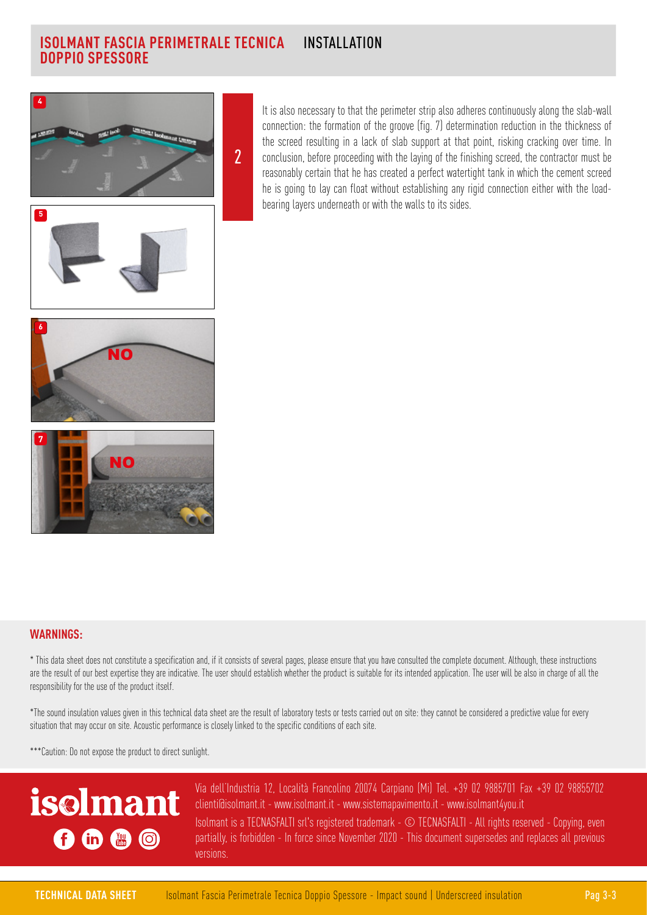## ISOLMANT FASCIA PERIMETRALE TECNICA DOPPIO SPESSORE — INSTALLATION

4

5

6

NO

7

NO

2

It is also necessary to that the perimeter strip also adheres continuously along the slab-wall connection: the formation of the groove (fig. 7) determination reduction in the thickness of the screed resulting in a lack of slab support at that point, risking cracking over time. In conclusion, before proceeding with the laying of the finishing screed, the contractor must be reasonably certain that he has created a perfect watertight tank in which the cement screed he is going to lay can float without establishing any rigid connection either with the load-bearing layers underneath or with the walls to its sides.

### WARNINGS:

* This data sheet does not constitute a specification and, if it consists of several pages, please ensure that you have consulted the complete document. Although, these instructions are the result of our best expertise they are indicative. The user should establish whether the product is suitable for its intended application. The user will be also in charge of all the responsibility for the use of the product itself.

*The sound insulation values given in this technical data sheet are the result of laboratory tests or tests carried out on site: they cannot be considered a predictive value for every situation that may occur on site. Acoustic performance is closely linked to the specific conditions of each site.

***Caution: Do not expose the product to direct sunlight.

isolmant

Via dell'Industria 12, Località Francolino 20074 Carpiano (Mi) Tel. +39 02 9885701 Fax +39 02 98855702
clienti@isolmant.it - www.isolmant.it - www.sistemapavimento.it - www.isolmant4you.it

Isolmant is a TECNASFALTI srl's registered trademark - © TECNASFALTI - All rights reserved - Copying, even partially, is forbidden - In force since November 2020 - This document supersedes and replaces all previous versions.